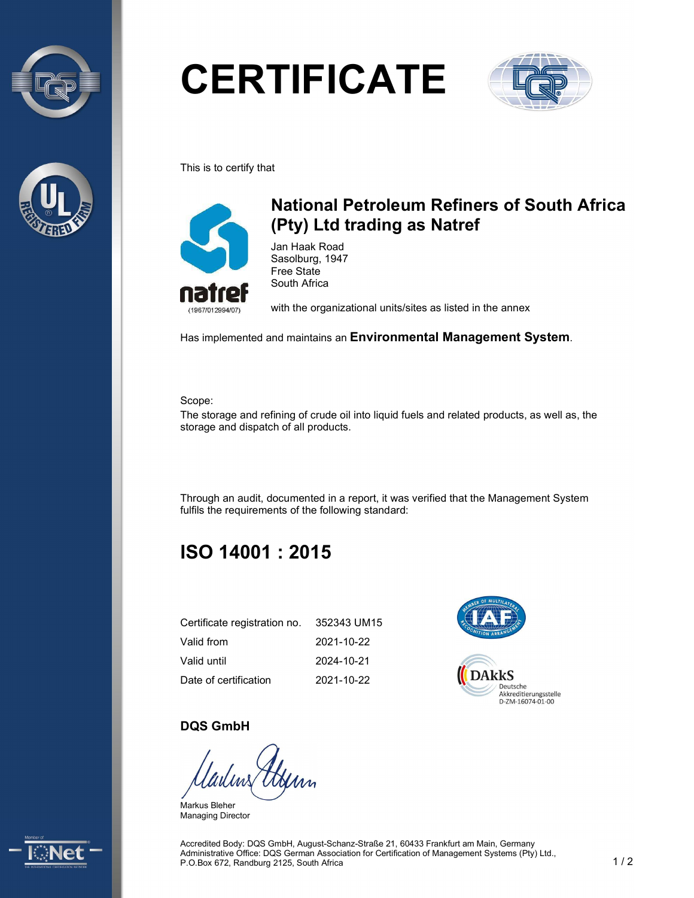# CERTIFICATE

This is to certify that

## National Petroleum Refiners of South Africa (Pty) Ltd trading as Natref

natref
(1967/012994/07)

Jan Haak Road
Sasolburg, 1947
Free State
South Africa

with the organizational units/sites as listed in the annex

Has implemented and maintains an **Environmental Management System**.

Scope:
The storage and refining of crude oil into liquid fuels and related products, as well as, the storage and dispatch of all products.

Through an audit, documented in a report, it was verified that the Management System fulfils the requirements of the following standard:

## ISO 14001 : 2015

| | |
|---|---|
| Certificate registration no. | 352343 UM15 |
| Valid from | 2021-10-22 |
| Valid until | 2024-10-21 |
| Date of certification | 2021-10-22 |

DAkkS
Deutsche Akkreditierungsstelle
D-ZM-16074-01-00

**DQS GmbH**

Markus Bleher
Managing Director

Accredited Body: DQS GmbH, August-Schanz-Straße 21, 60433 Frankfurt am Main, Germany
Administrative Office: DQS German Association for Certification of Management Systems (Pty) Ltd., P.O.Box 672, Randburg 2125, South Africa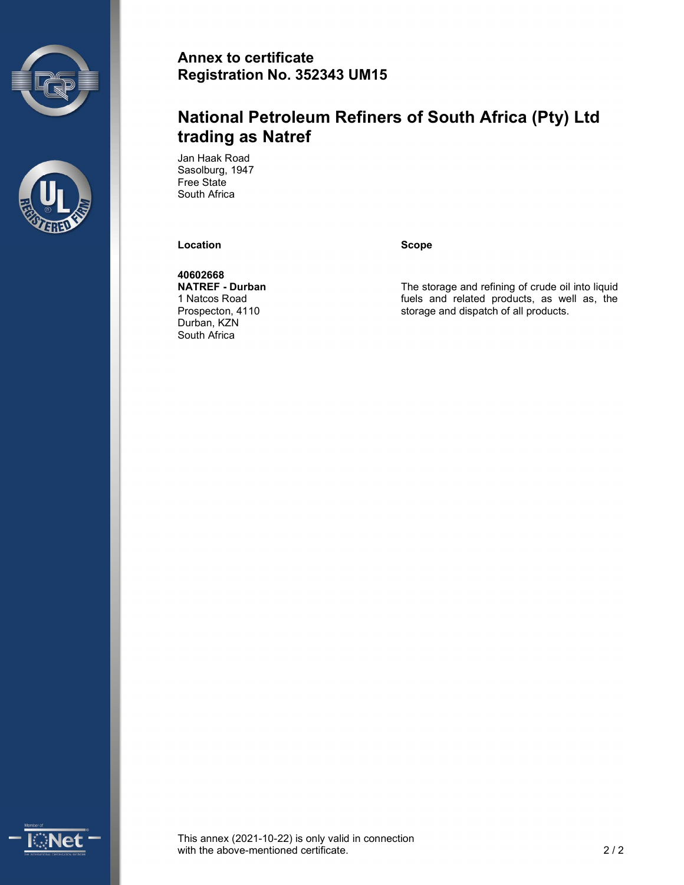**Annex to certificate**
**Registration No. 352343 UM15**

## National Petroleum Refiners of South Africa (Pty) Ltd trading as Natref

Jan Haak Road
Sasolburg, 1947
Free State
South Africa

| Location | Scope |
|---|---|
| **40602668**<br>**NATREF - Durban**<br>1 Natcos Road<br>Prospecton, 4110<br>Durban, KZN<br>South Africa | The storage and refining of crude oil into liquid fuels and related products, as well as, the storage and dispatch of all products. |

This annex (2021-10-22) is only valid in connection with the above-mentioned certificate.